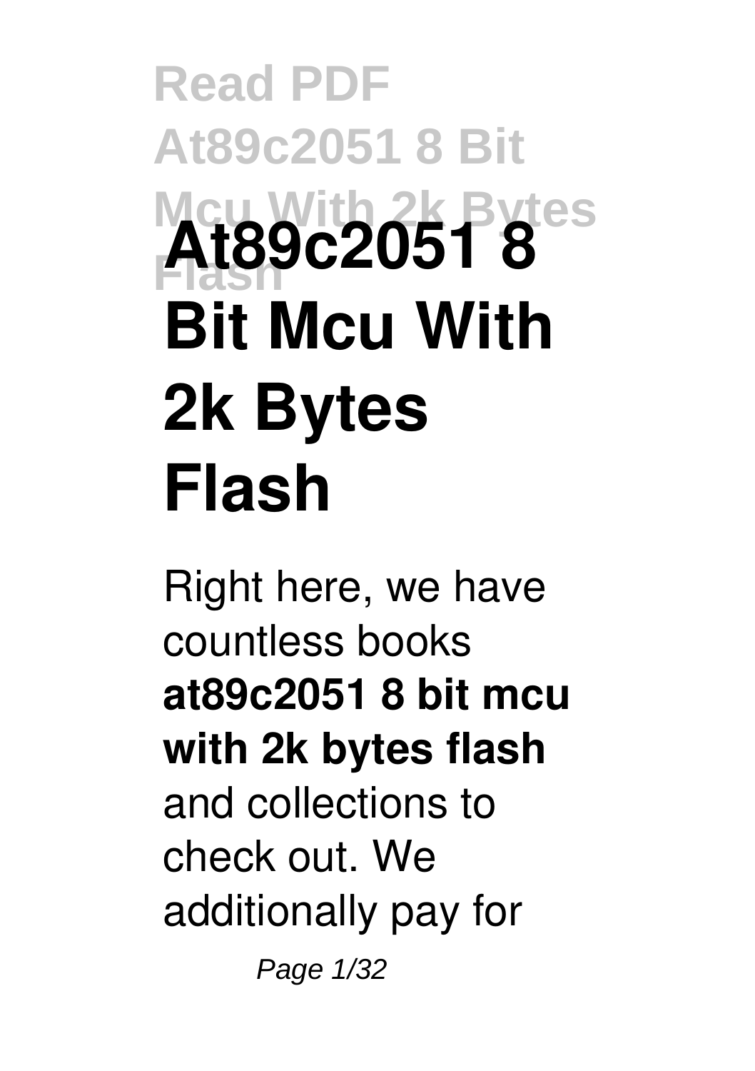# At89c2051 8 Bit Mcu With 2k Bytes Flash

Right here, we have countless books **at89c2051 8 bit mcu with 2k bytes flash** and collections to check out. We additionally pay for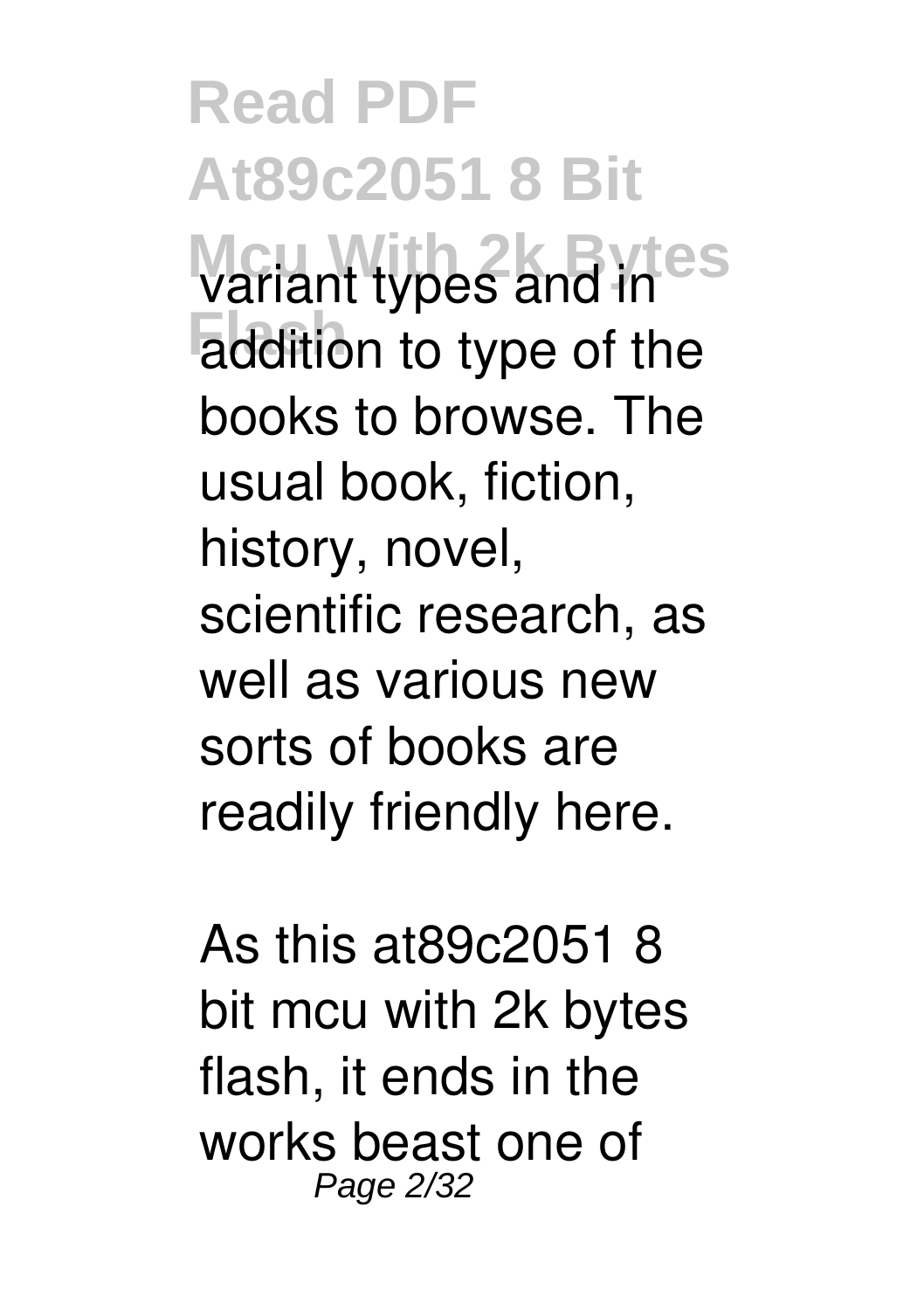variant types and in addition to type of the books to browse. The usual book, fiction, history, novel, scientific research, as well as various new sorts of books are readily friendly here.

As this at89c2051 8 bit mcu with 2k bytes flash, it ends in the works beast one of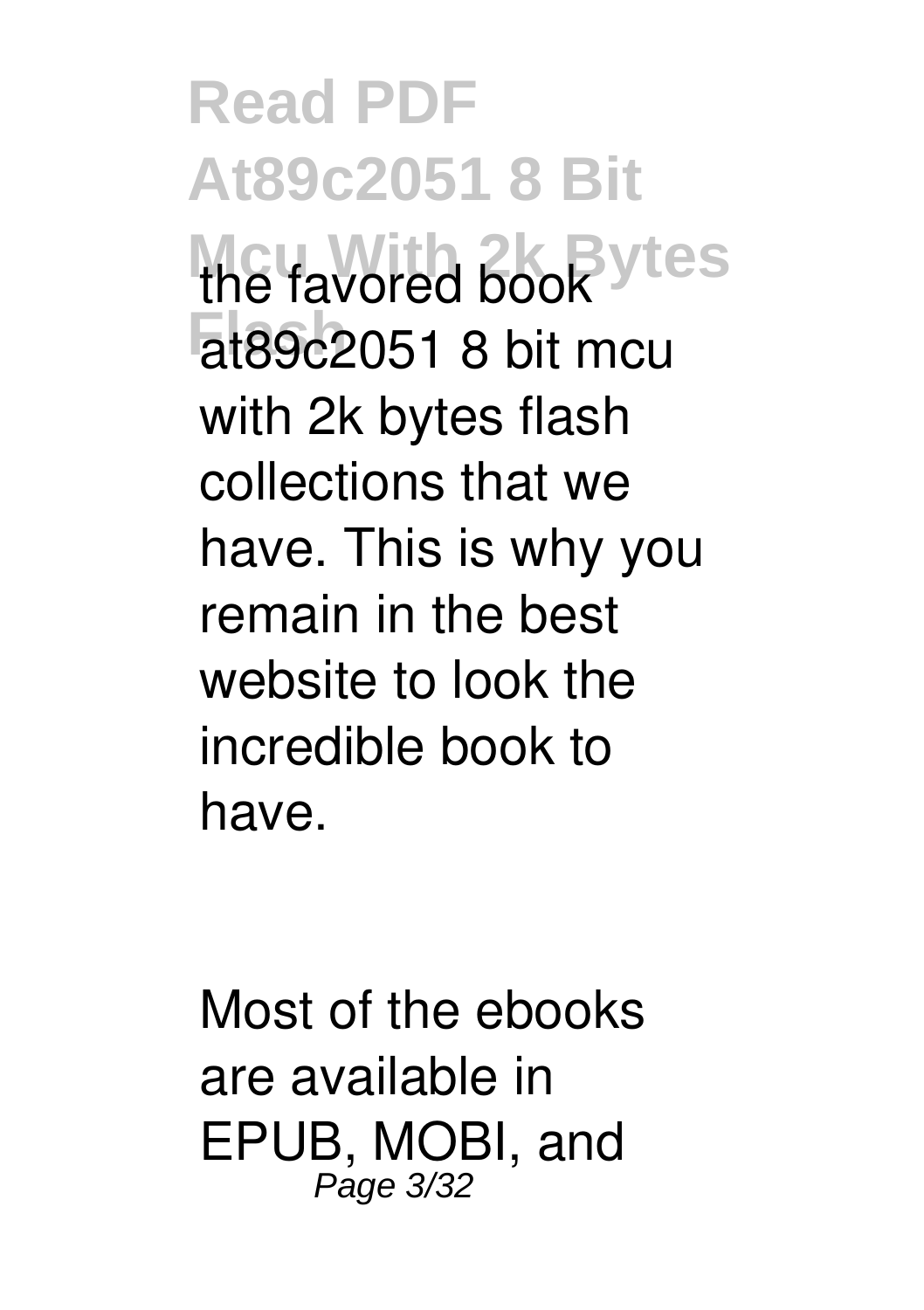the favored book at89c2051 8 bit mcu with 2k bytes flash collections that we have. This is why you remain in the best website to look the incredible book to have.

Most of the ebooks are available in EPUB, MOBI, and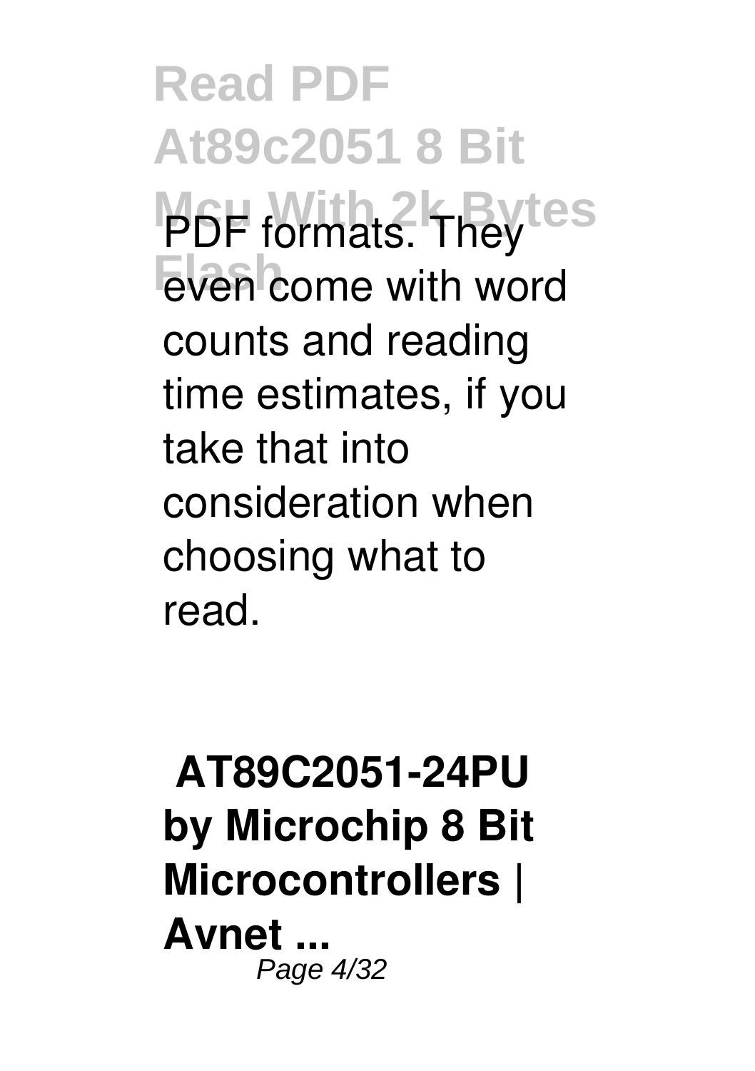PDF formats. They even come with word counts and reading time estimates, if you take that into consideration when choosing what to read.

## AT89C2051-24PU by Microchip 8 Bit Microcontrollers | Avnet ...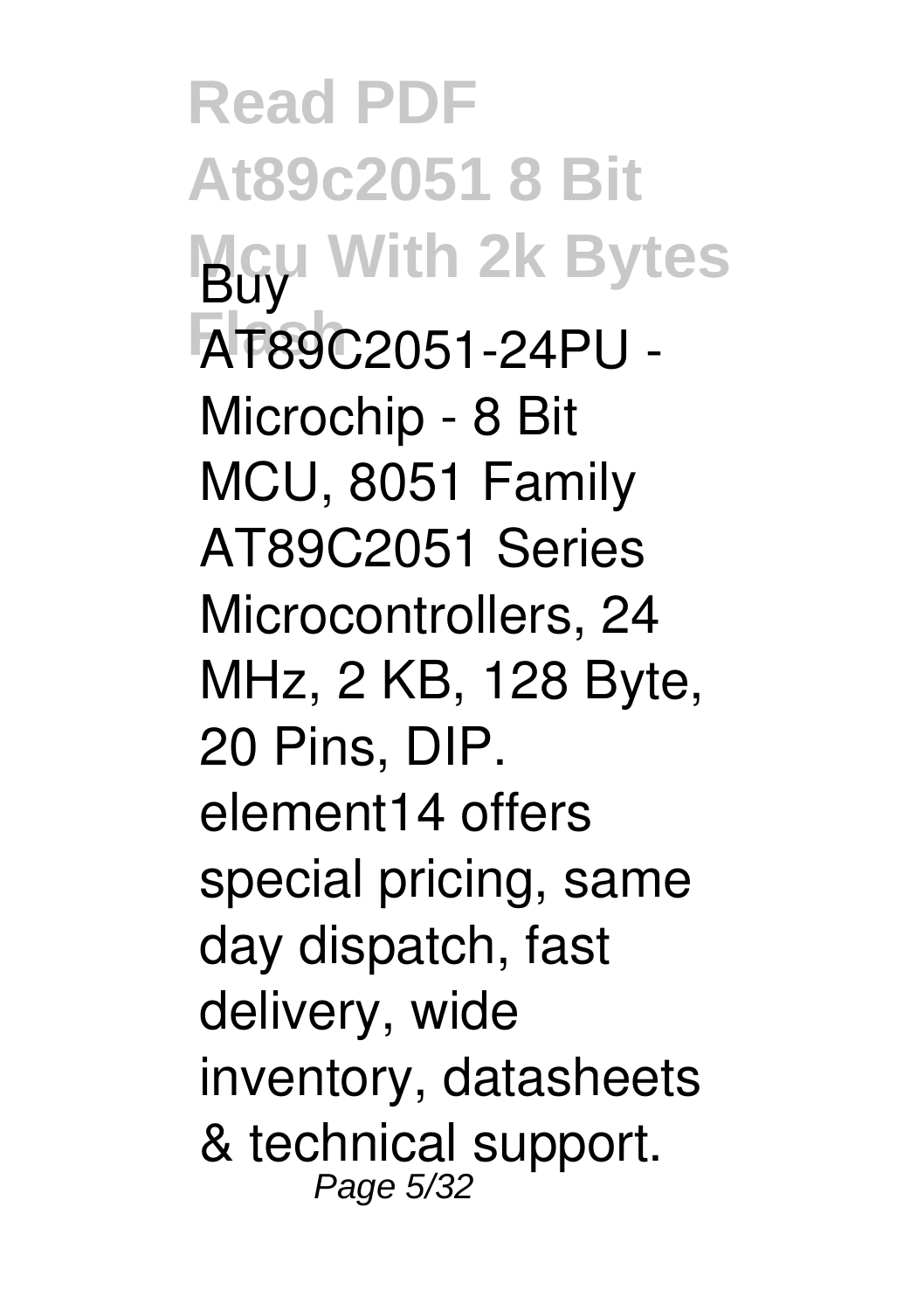Buy AT89C2051-24PU - Microchip - 8 Bit MCU, 8051 Family AT89C2051 Series Microcontrollers, 24 MHz, 2 KB, 128 Byte, 20 Pins, DIP. element14 offers special pricing, same day dispatch, fast delivery, wide inventory, datasheets & technical support.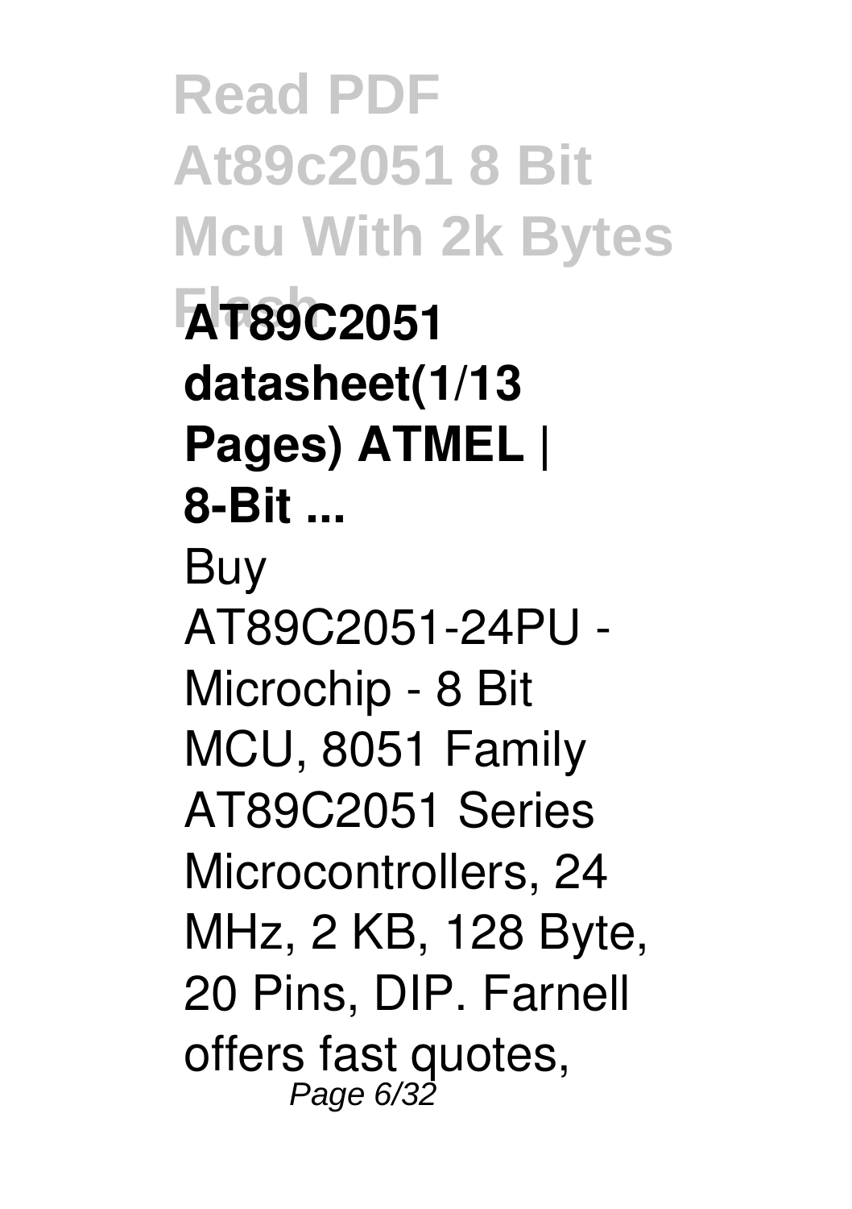**AT89C2051 datasheet(1/13 Pages) ATMEL | 8-Bit ...**

Buy AT89C2051-24PU - Microchip - 8 Bit MCU, 8051 Family AT89C2051 Series Microcontrollers, 24 MHz, 2 KB, 128 Byte, 20 Pins, DIP. Farnell offers fast quotes,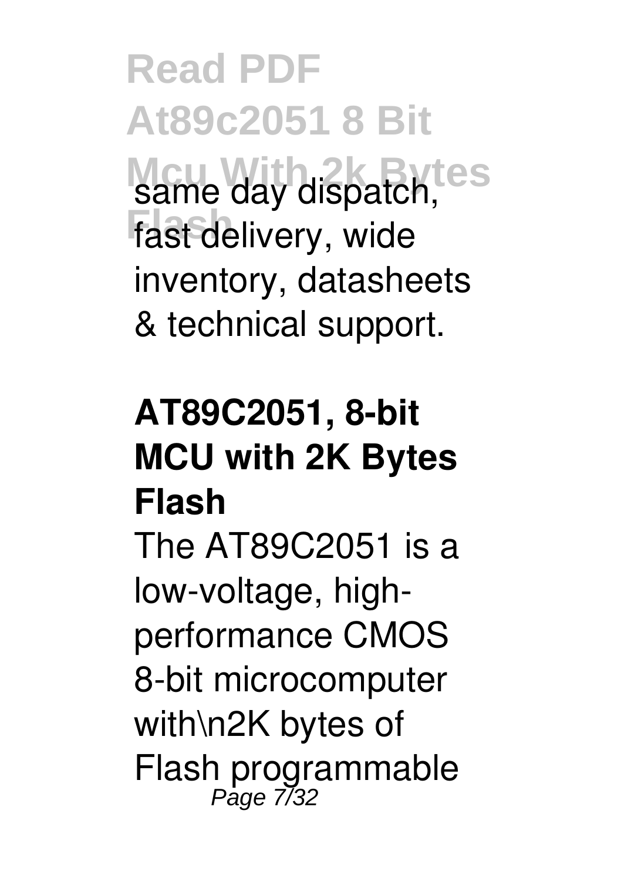same day dispatch, fast delivery, wide inventory, datasheets & technical support.

## AT89C2051, 8-bit MCU with 2K Bytes Flash

The AT89C2051 is a low-voltage, high-performance CMOS 8-bit microcomputer with\n2K bytes of Flash programmable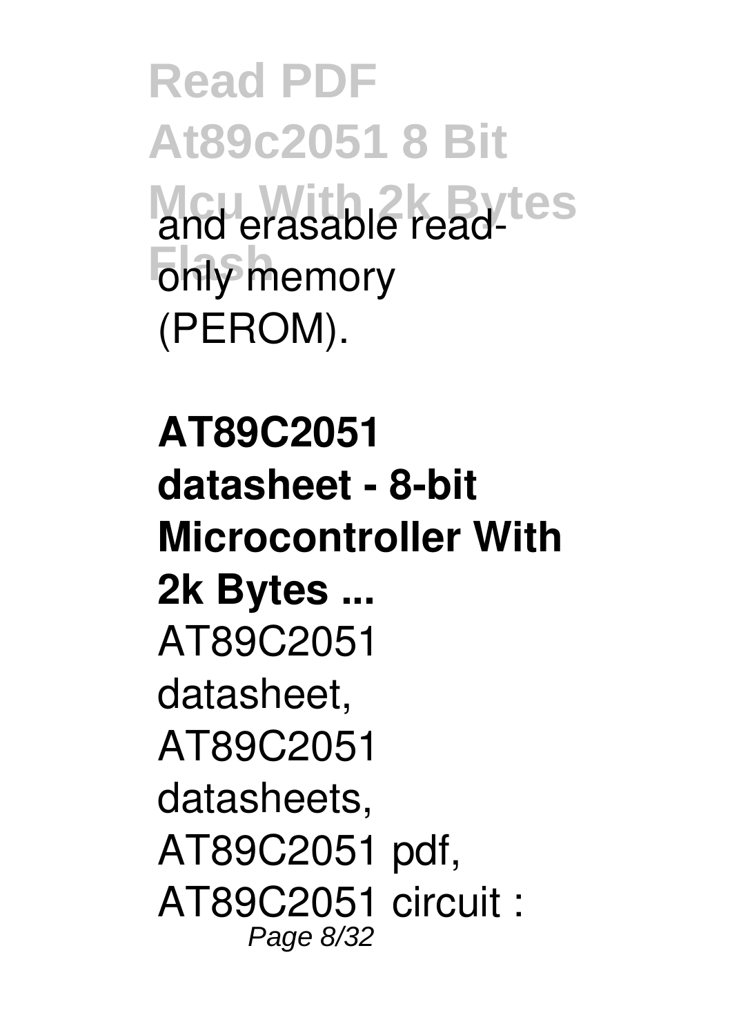and erasable read-only memory (PEROM).

**AT89C2051 datasheet - 8-bit Microcontroller With 2k Bytes ...**

AT89C2051 datasheet, AT89C2051 datasheets, AT89C2051 pdf, AT89C2051 circuit :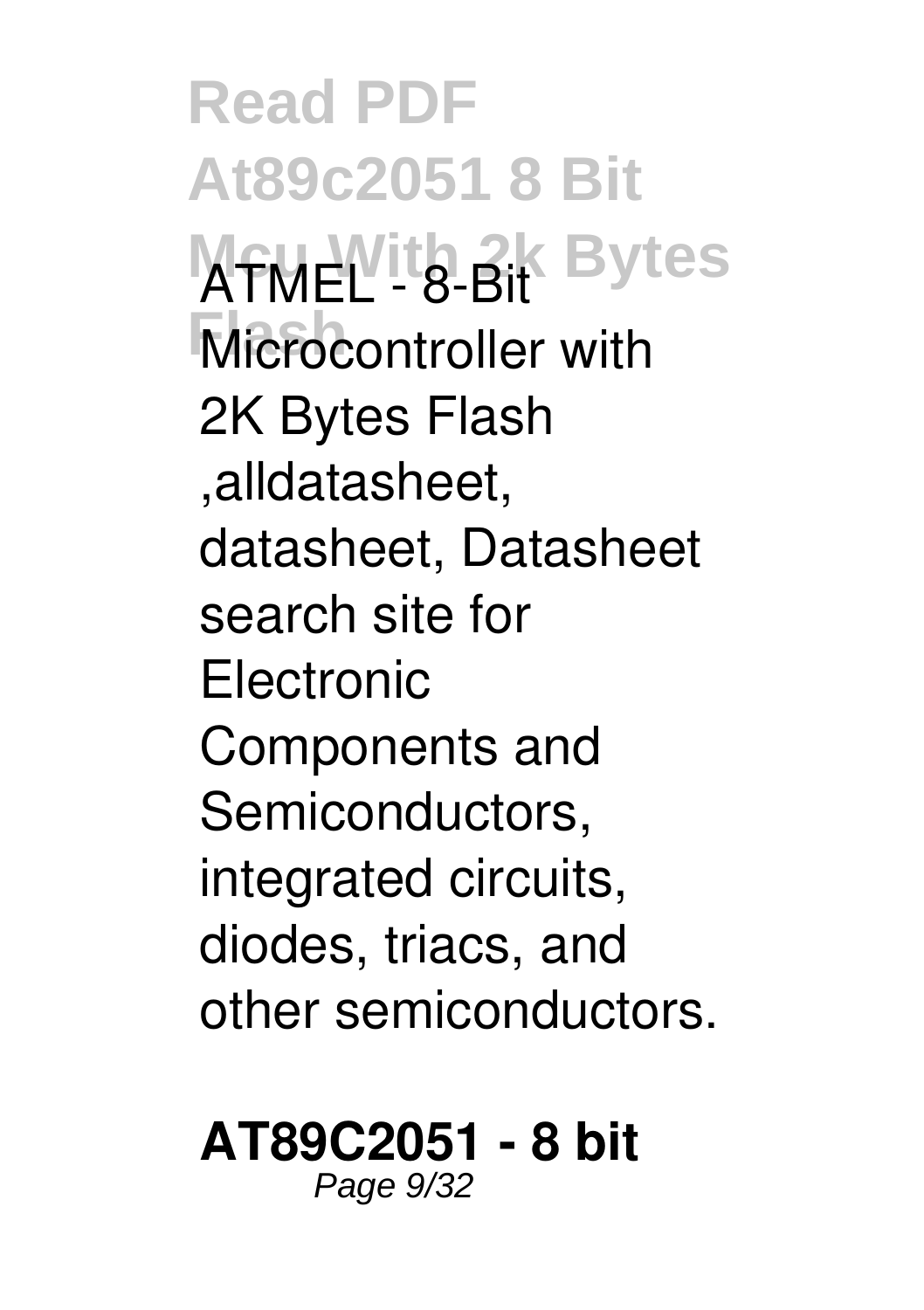ATMEL - 8-Bit Microcontroller with 2K Bytes Flash ,alldatasheet, datasheet, Datasheet search site for Electronic Components and Semiconductors, integrated circuits, diodes, triacs, and other semiconductors.

**AT89C2051 - 8 bit**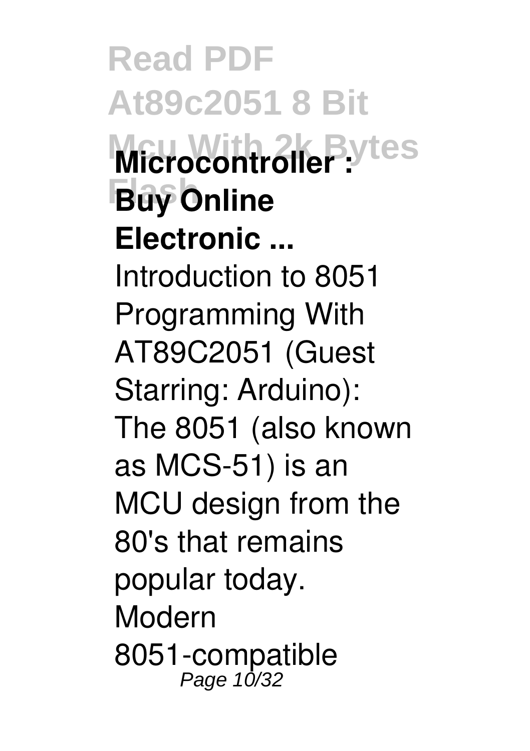**Microcontroller : Buy Online Electronic ...**

Introduction to 8051 Programming With AT89C2051 (Guest Starring: Arduino): The 8051 (also known as MCS-51) is an MCU design from the 80's that remains popular today. Modern 8051-compatible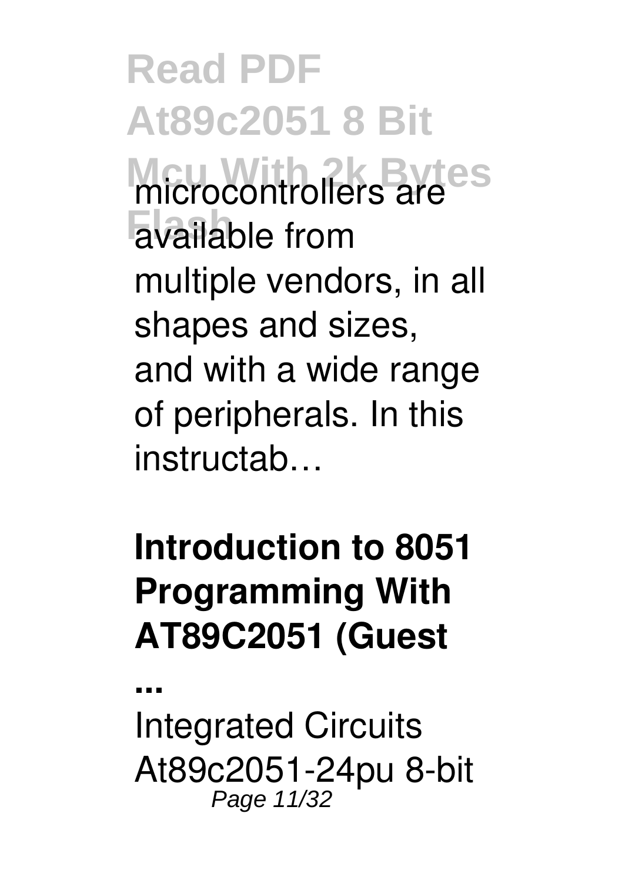microcontrollers are available from multiple vendors, in all shapes and sizes, and with a wide range of peripherals. In this instructab…

## Introduction to 8051 Programming With AT89C2051 (Guest ...

Integrated Circuits At89c2051-24pu 8-bit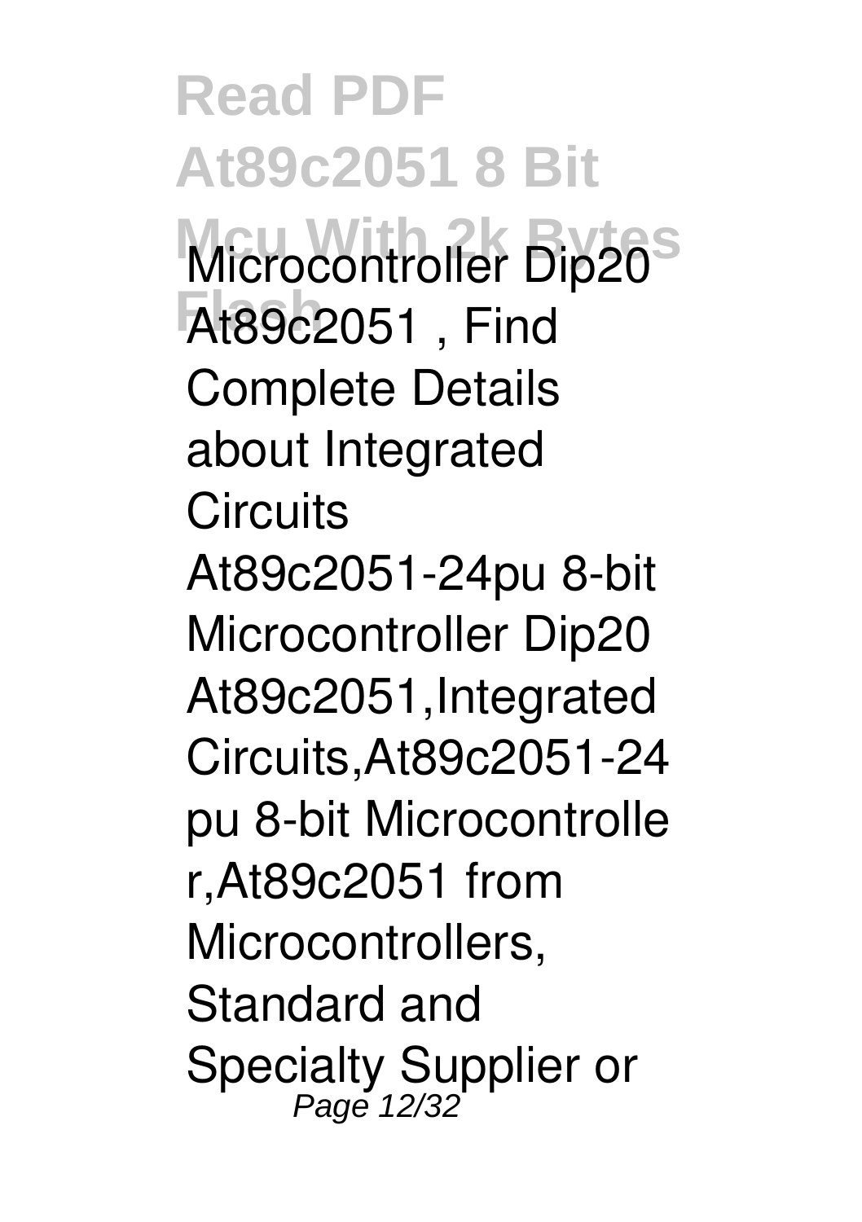Microcontroller Dip20 At89c2051 , Find Complete Details about Integrated Circuits At89c2051-24pu 8-bit Microcontroller Dip20 At89c2051,Integrated Circuits,At89c2051-24 pu 8-bit Microcontrolle r,At89c2051 from Microcontrollers, Standard and Specialty Supplier or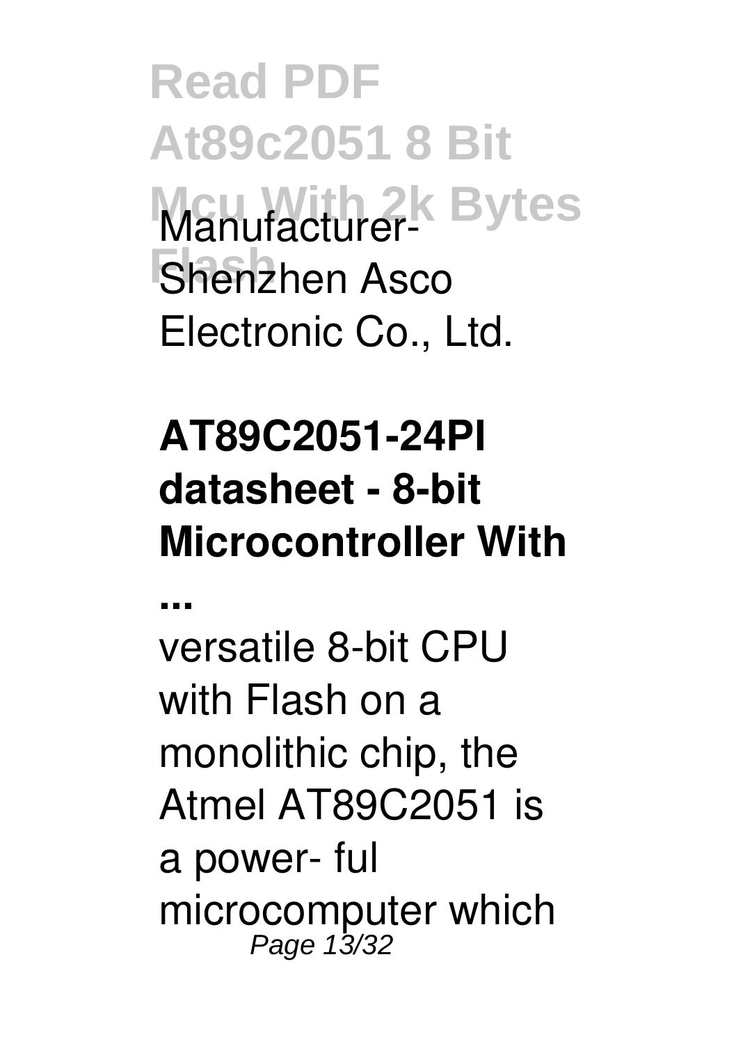Manufacturer- Shenzhen Asco Electronic Co., Ltd.

**AT89C2051-24PI datasheet - 8-bit Microcontroller With ...**

versatile 8-bit CPU with Flash on a monolithic chip, the Atmel AT89C2051 is a power- ful microcomputer which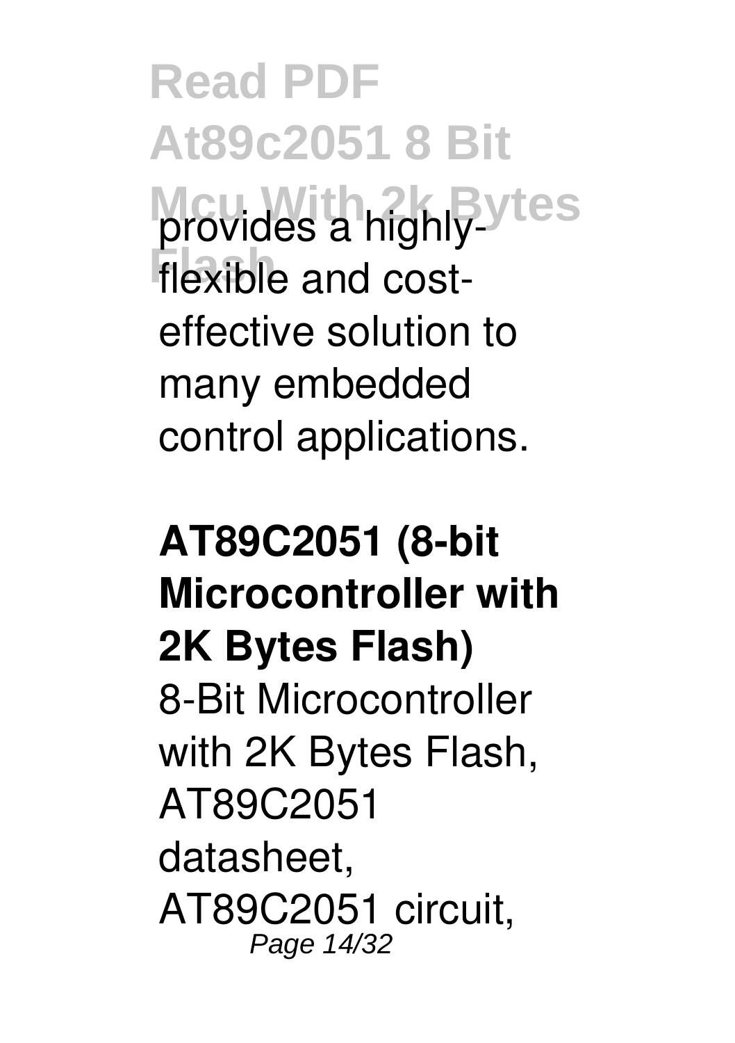provides a highly-flexible and cost-effective solution to many embedded control applications.

**AT89C2051 (8-bit Microcontroller with 2K Bytes Flash)**

8-Bit Microcontroller with 2K Bytes Flash, AT89C2051 datasheet, AT89C2051 circuit,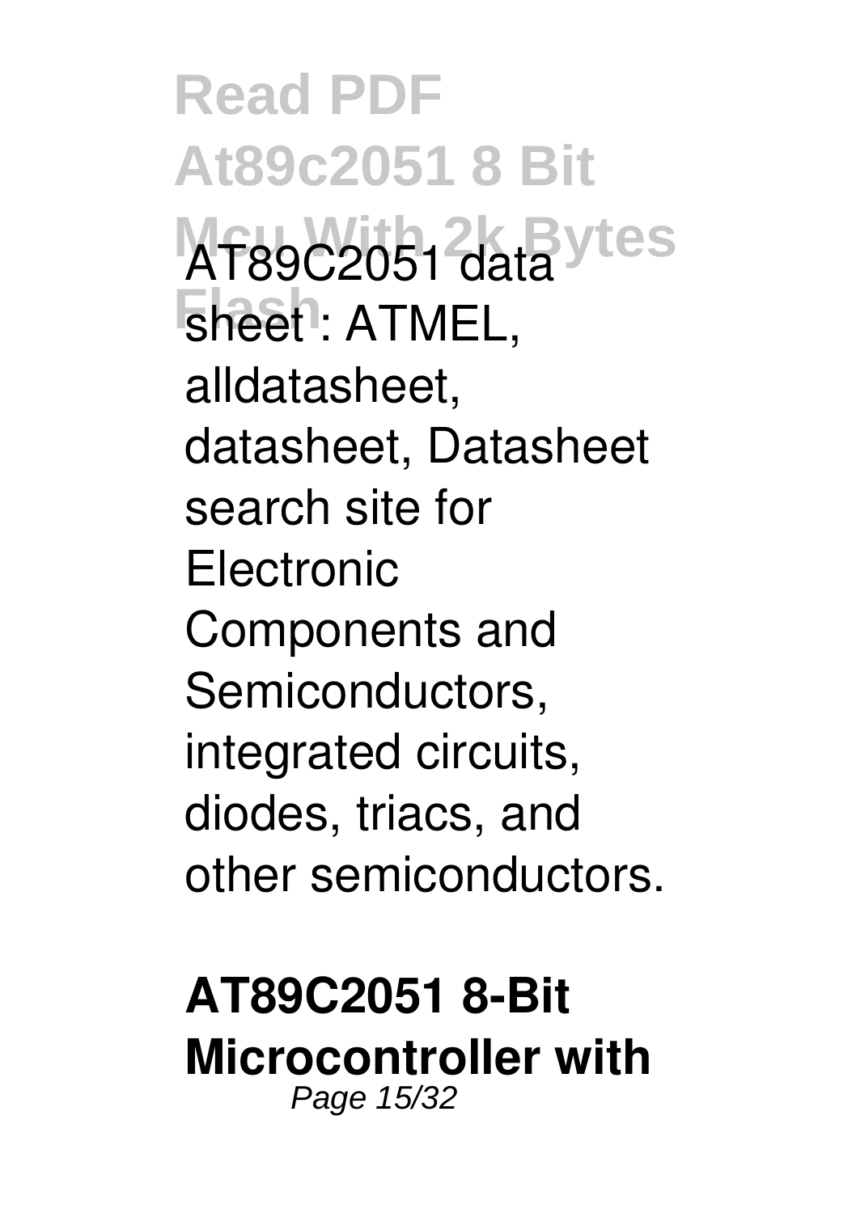AT89C2051 data sheet : ATMEL, alldatasheet, datasheet, Datasheet search site for Electronic Components and Semiconductors, integrated circuits, diodes, triacs, and other semiconductors.

**AT89C2051 8-Bit Microcontroller with**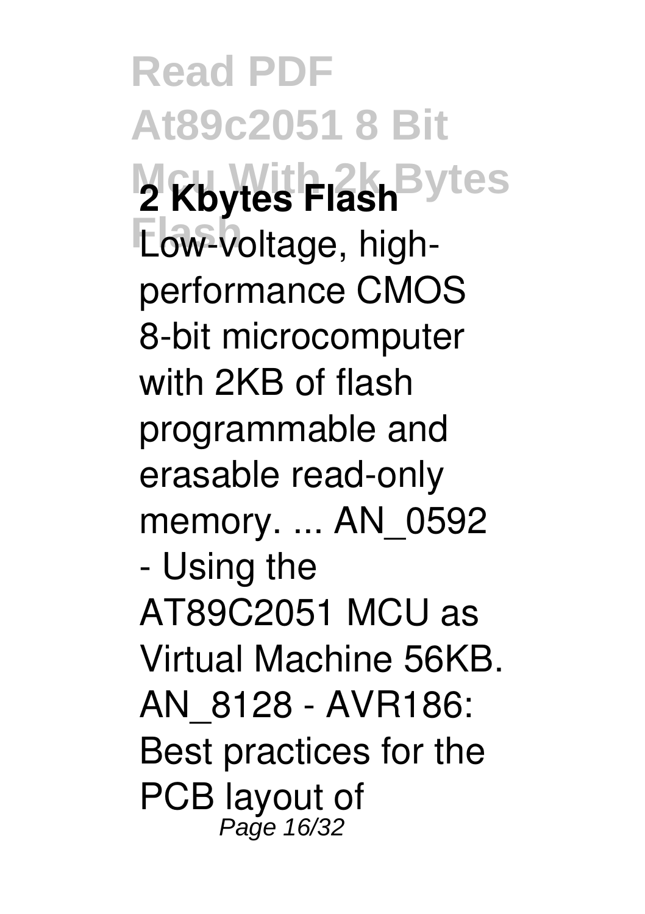**2 Kbytes Flash**

Low-voltage, high-performance CMOS 8-bit microcomputer with 2KB of flash programmable and erasable read-only memory. ... AN_0592 - Using the AT89C2051 MCU as Virtual Machine 56KB. AN_8128 - AVR186: Best practices for the PCB layout of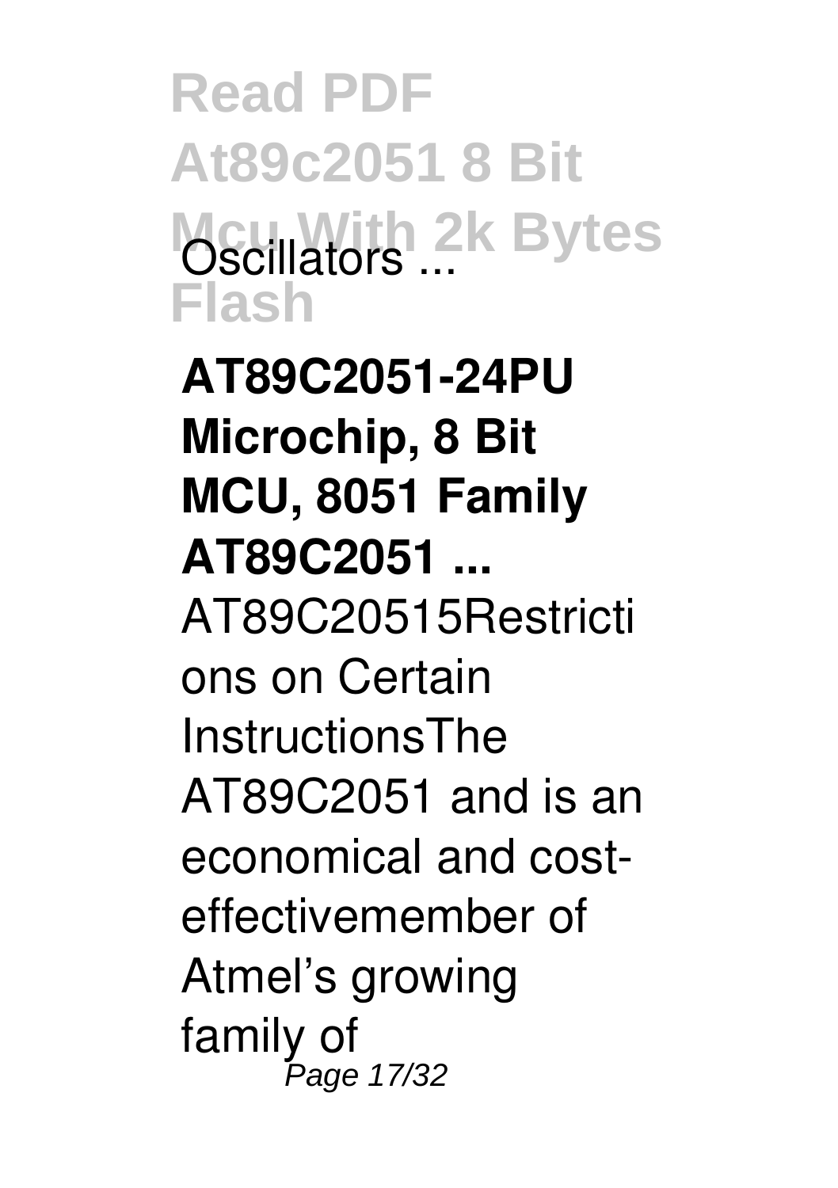Oscillators ...

**AT89C2051-24PU Microchip, 8 Bit MCU, 8051 Family AT89C2051 ...**

AT89C20515Restrictions on Certain InstructionsThe AT89C2051 and is an economical and cost-effectivemember of Atmel's growing family of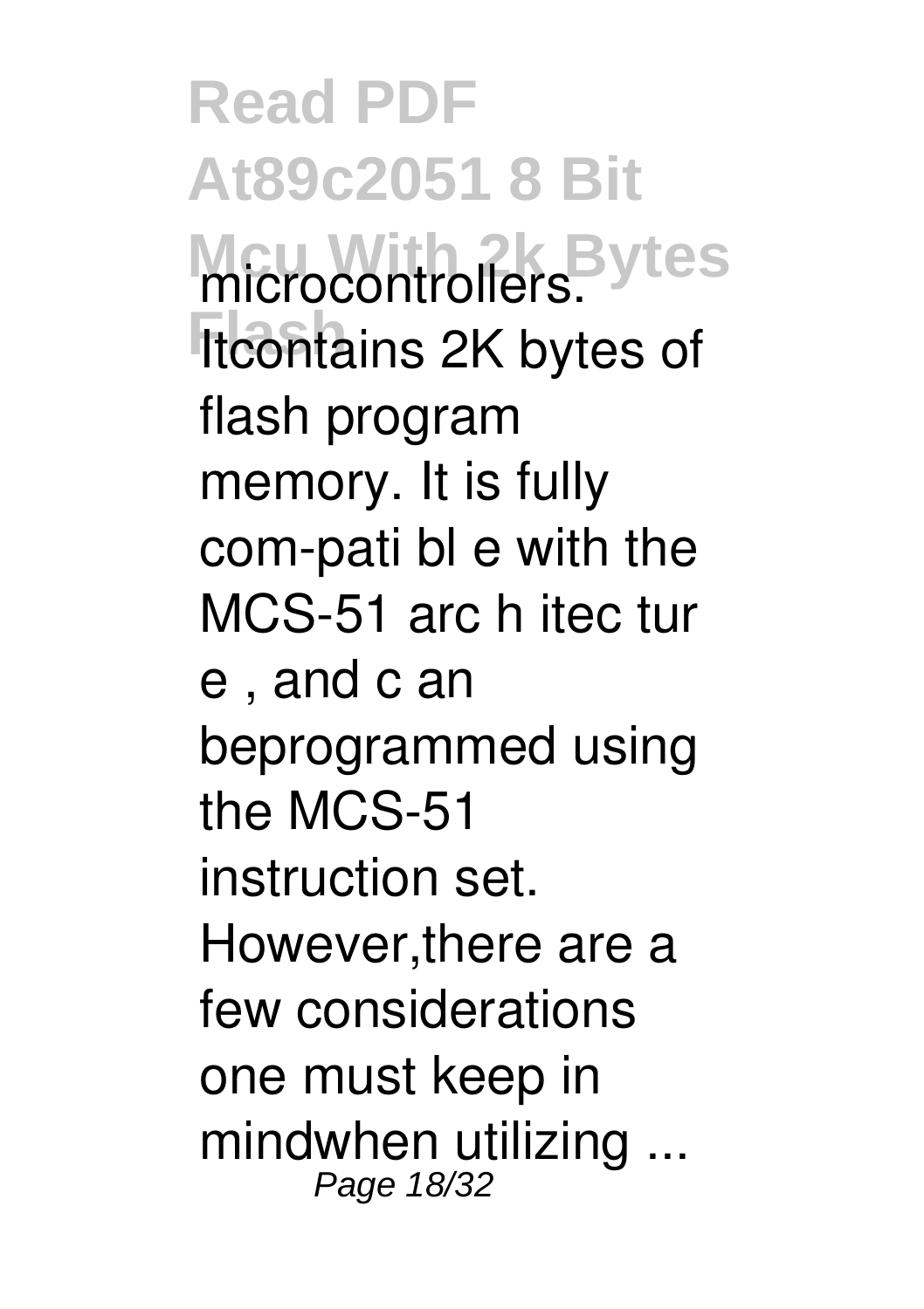microcontrollers. Itcontains 2K bytes of flash program memory. It is fully com-pati bl e with the MCS-51 arc h itec tur e , and c an beprogrammed using the MCS-51 instruction set. However,there are a few considerations one must keep in mindwhen utilizing ...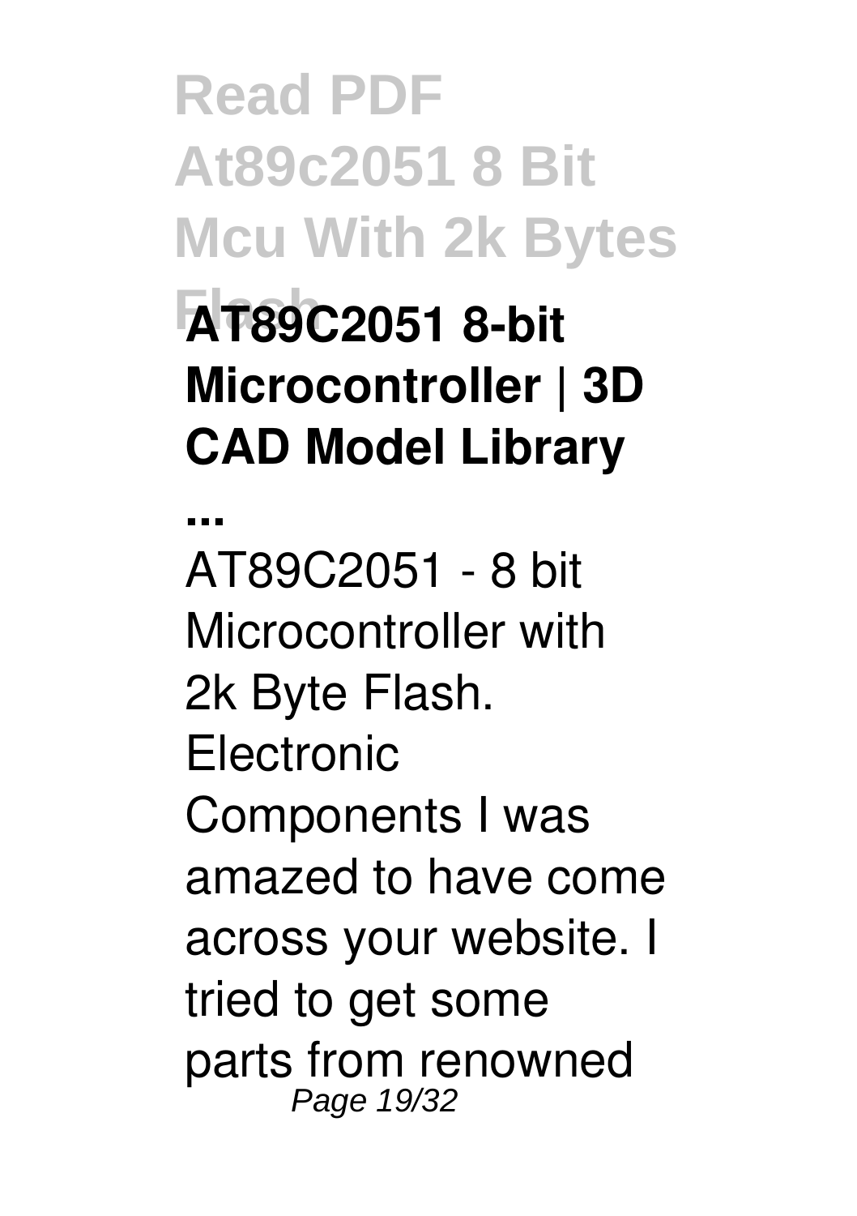## AT89C2051 8-bit Microcontroller | 3D CAD Model Library ...

AT89C2051 - 8 bit Microcontroller with 2k Byte Flash. Electronic Components I was amazed to have come across your website. I tried to get some parts from renowned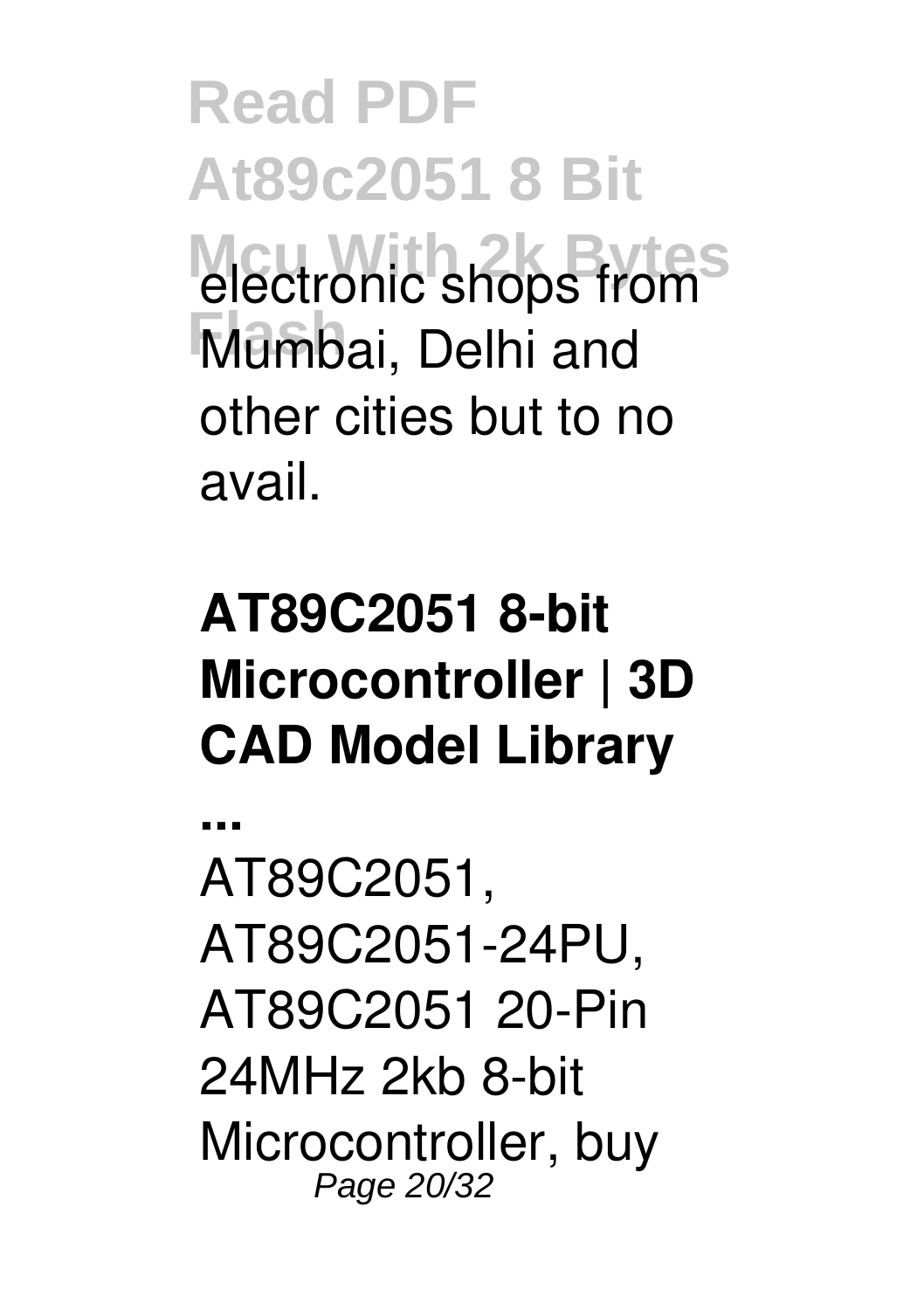electronic shops from Mumbai, Delhi and other cities but to no avail.

## AT89C2051 8-bit Microcontroller | 3D CAD Model Library ...

AT89C2051, AT89C2051-24PU, AT89C2051 20-Pin 24MHz 2kb 8-bit Microcontroller, buy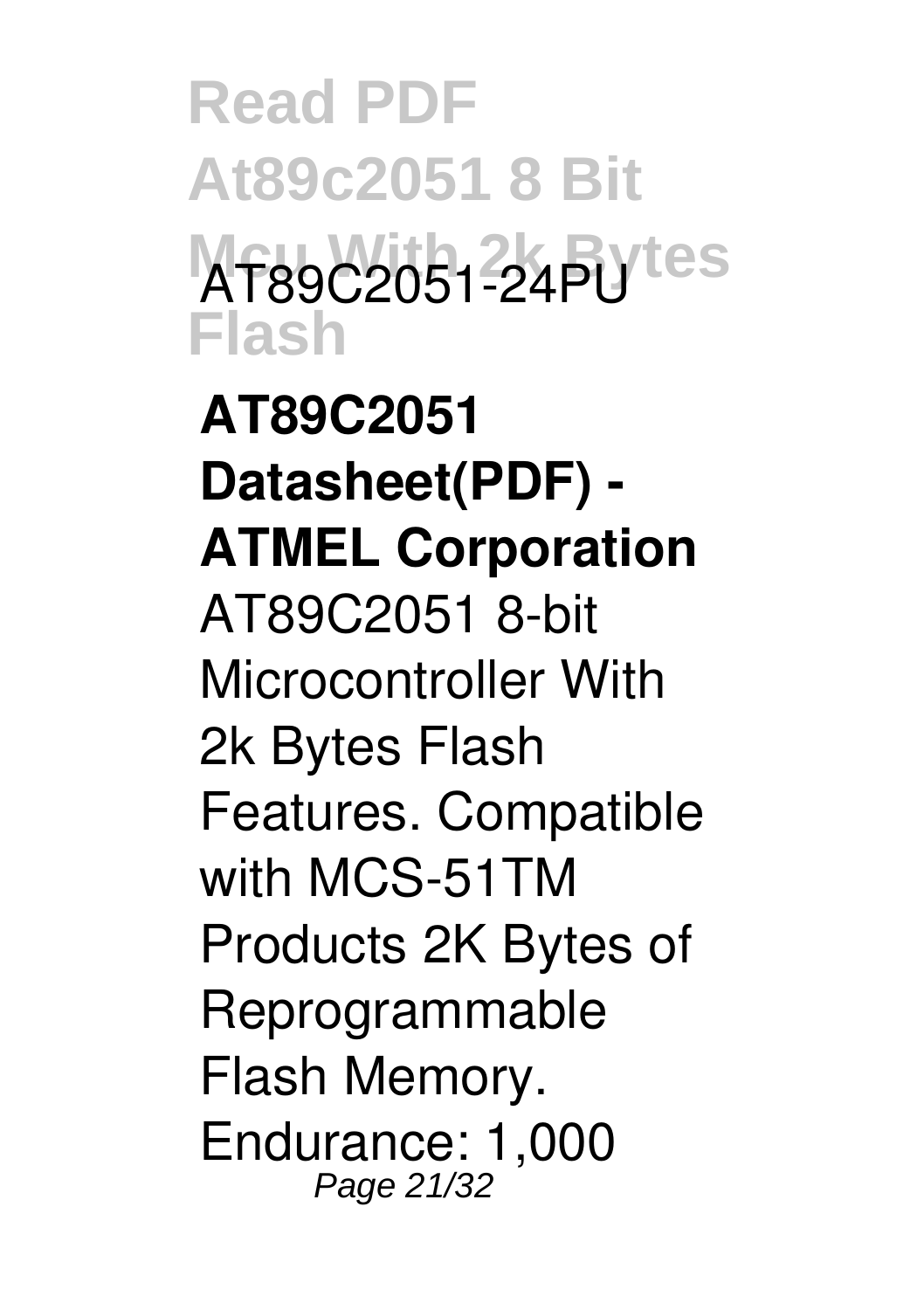AT89C2051-24PU

**AT89C2051 Datasheet(PDF) - ATMEL Corporation**

AT89C2051 8-bit Microcontroller With 2k Bytes Flash Features. Compatible with MCS-51TM Products 2K Bytes of Reprogrammable Flash Memory. Endurance: 1,000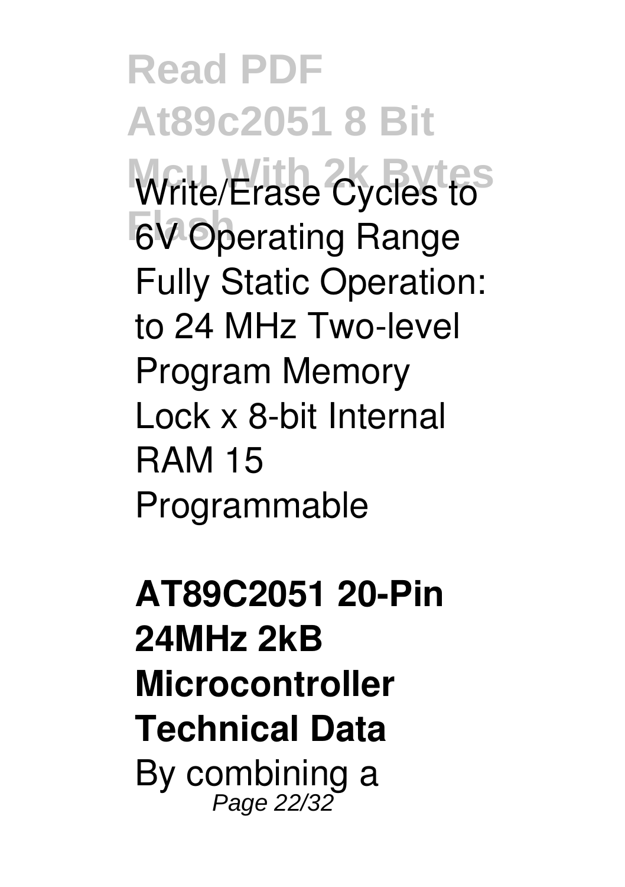Write/Erase Cycles to 6V Operating Range Fully Static Operation: to 24 MHz Two-level Program Memory Lock x 8-bit Internal RAM 15 Programmable

**AT89C2051 20-Pin 24MHz 2kB Microcontroller Technical Data**

By combining a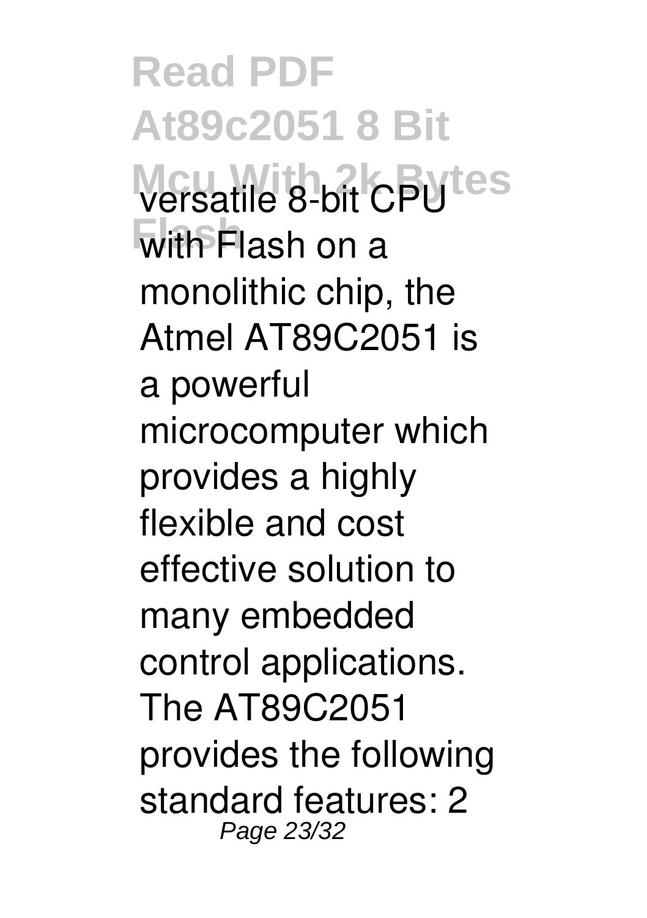versatile 8-bit CPU with Flash on a monolithic chip, the Atmel AT89C2051 is a powerful microcomputer which provides a highly flexible and cost effective solution to many embedded control applications. The AT89C2051 provides the following standard features: 2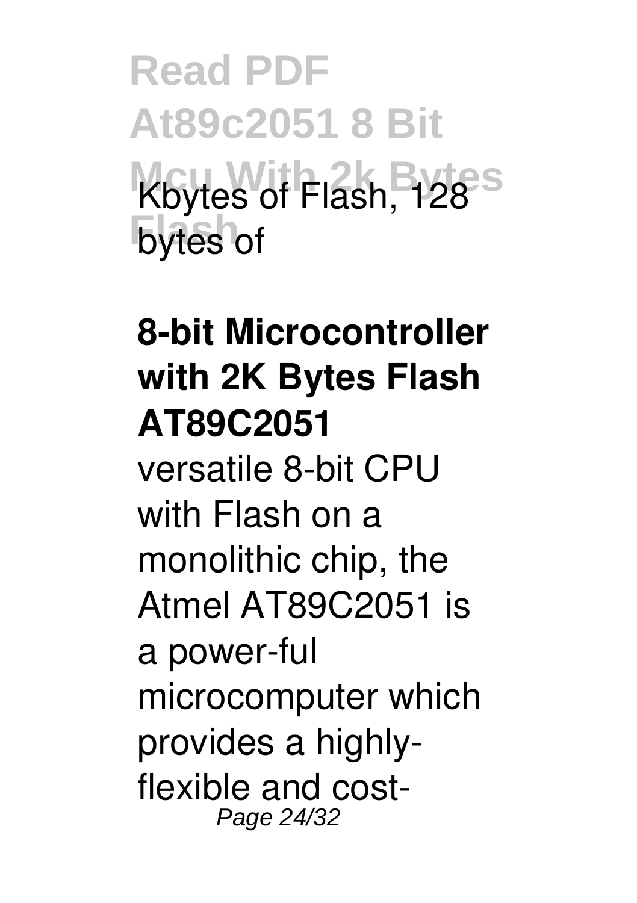Kbytes of Flash, 128 bytes of

**8-bit Microcontroller with 2K Bytes Flash AT89C2051**

versatile 8-bit CPU with Flash on a monolithic chip, the Atmel AT89C2051 is a power-ful microcomputer which provides a highly-flexible and cost-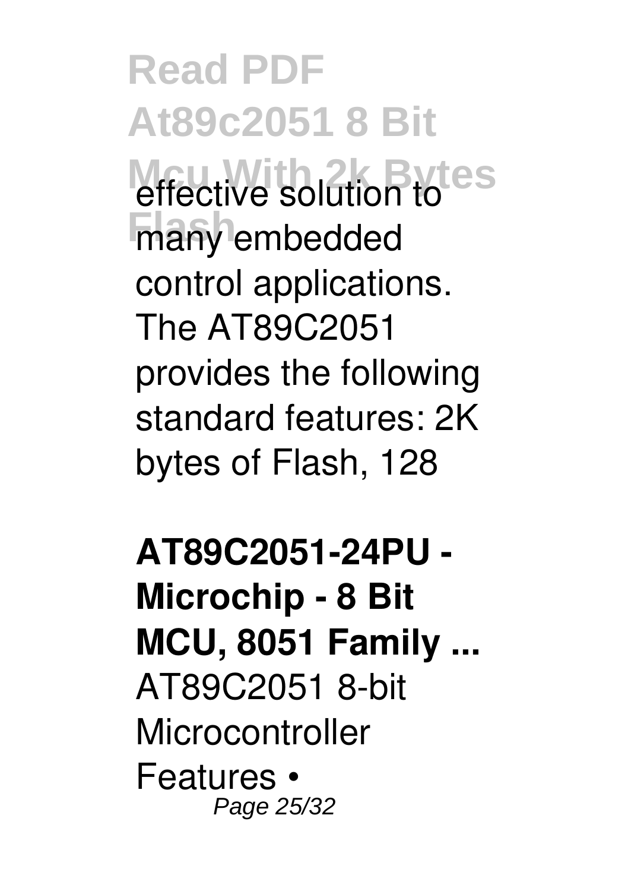effective solution to many embedded control applications. The AT89C2051 provides the following standard features: 2K bytes of Flash, 128

**AT89C2051-24PU - Microchip - 8 Bit MCU, 8051 Family ...**

AT89C2051 8-bit Microcontroller Features •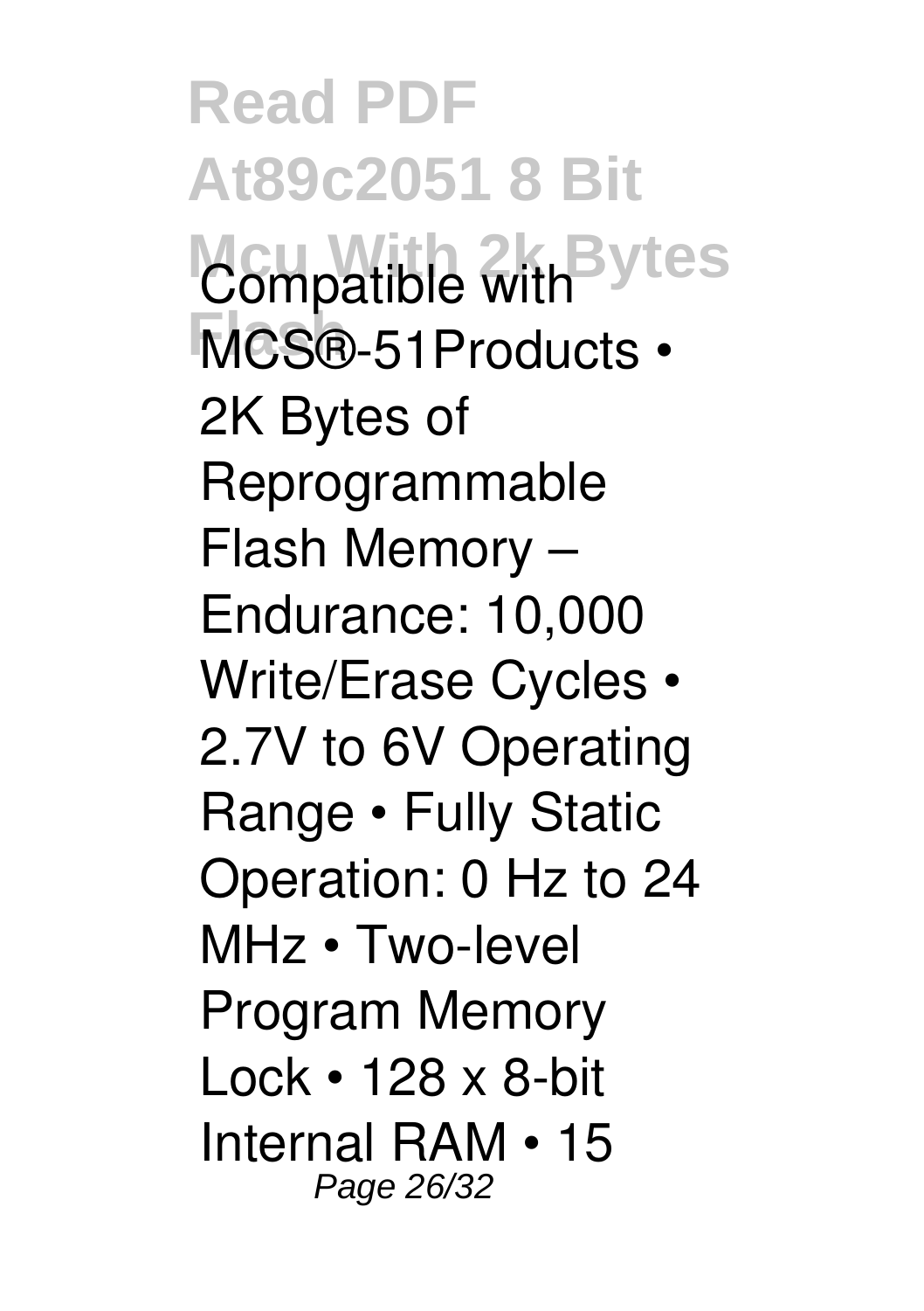Compatible with MCS®-51Products • 2K Bytes of Reprogrammable Flash Memory – Endurance: 10,000 Write/Erase Cycles • 2.7V to 6V Operating Range • Fully Static Operation: 0 Hz to 24 MHz • Two-level Program Memory Lock • 128 x 8-bit Internal RAM • 15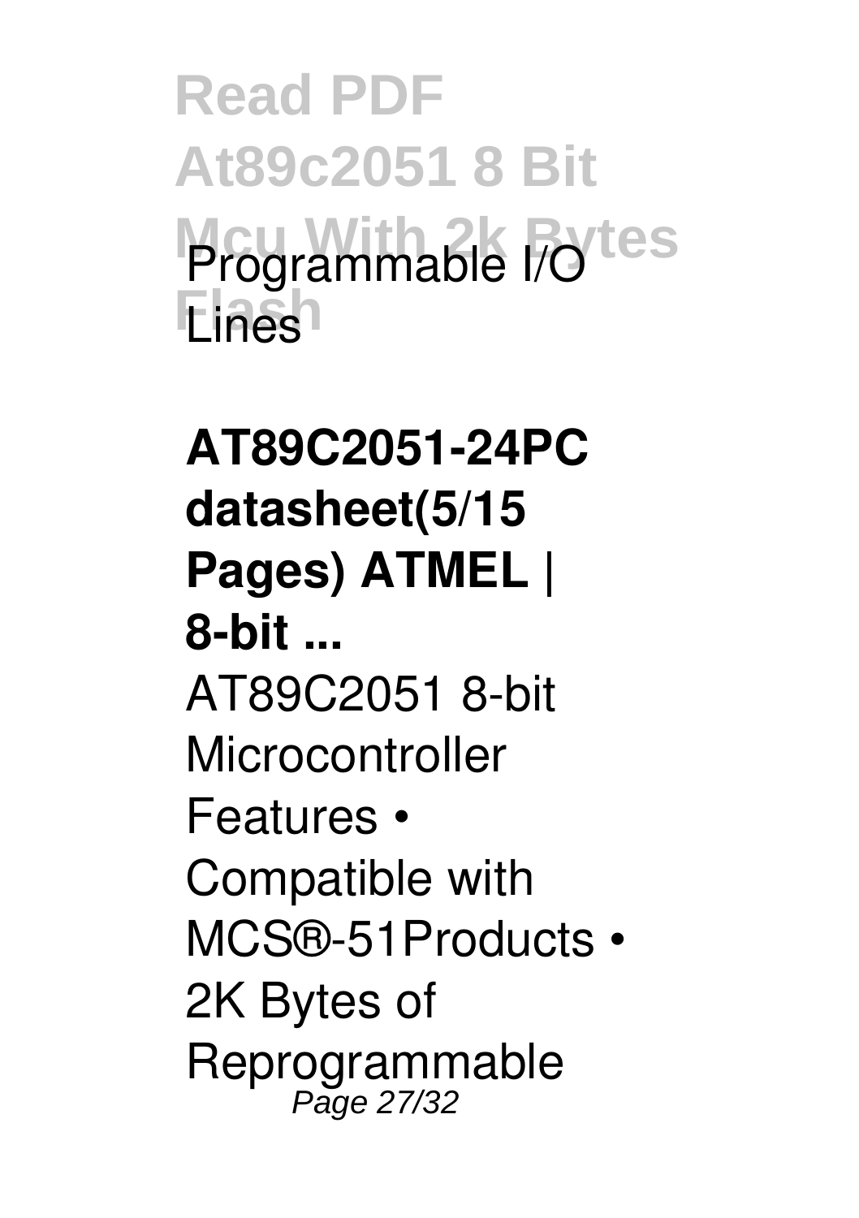Programmable I/O Lines

**AT89C2051-24PC datasheet(5/15 Pages) ATMEL | 8-bit ...**

AT89C2051 8-bit Microcontroller Features • Compatible with MCS®-51Products • 2K Bytes of Reprogrammable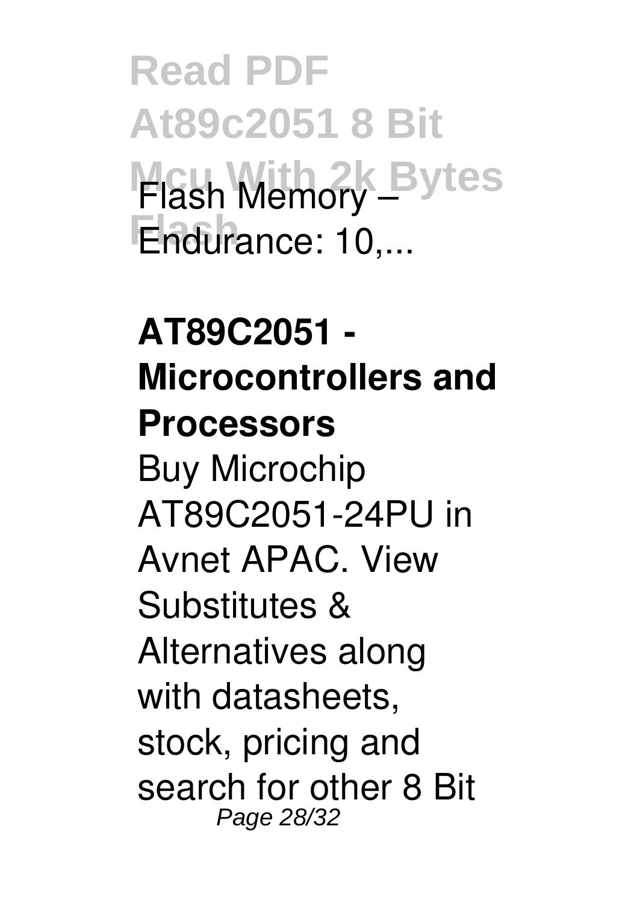Flash Memory – Endurance: 10,...

**AT89C2051 - Microcontrollers and Processors**

Buy Microchip AT89C2051-24PU in Avnet APAC. View Substitutes & Alternatives along with datasheets, stock, pricing and search for other 8 Bit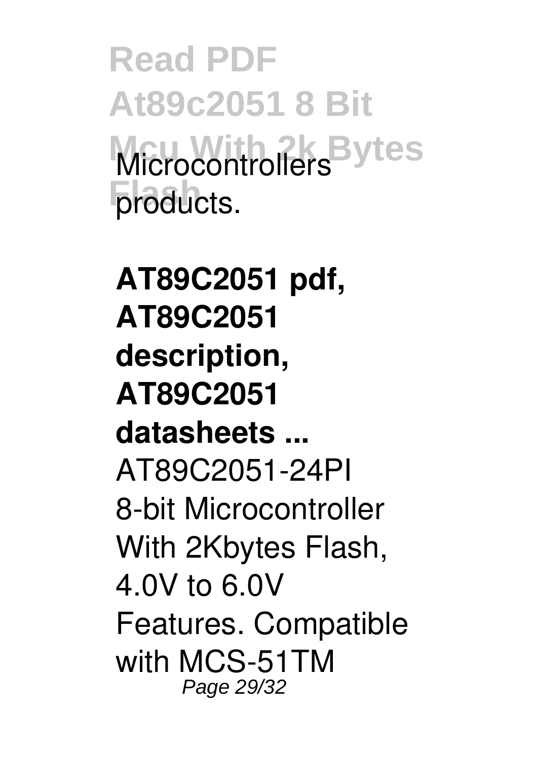Microcontrollers products.

**AT89C2051 pdf, AT89C2051 description, AT89C2051 datasheets ...**

AT89C2051-24PI 8-bit Microcontroller With 2Kbytes Flash, 4.0V to 6.0V Features. Compatible with MCS-51TM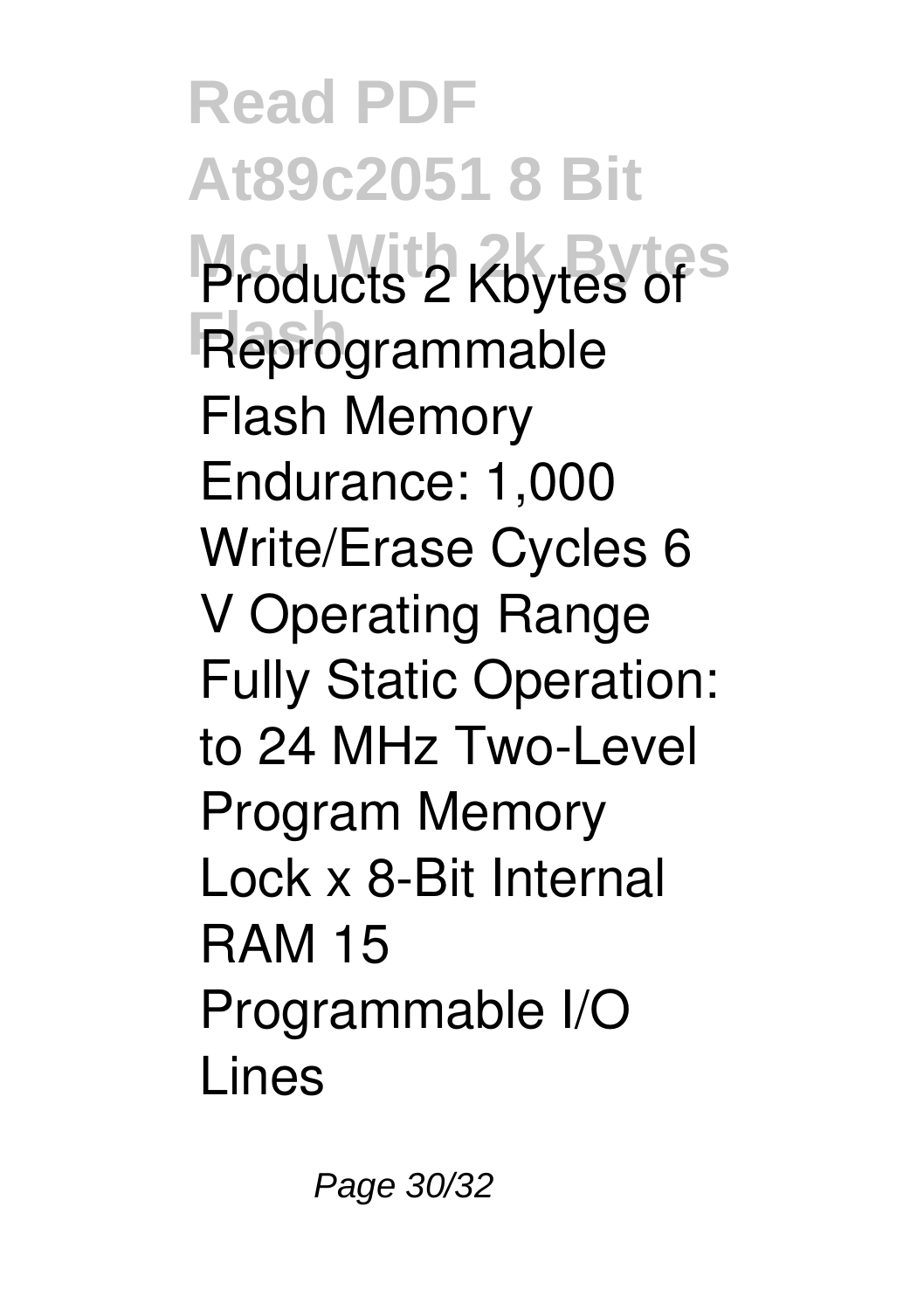Products 2 Kbytes of Reprogrammable Flash Memory Endurance: 1,000 Write/Erase Cycles 6 V Operating Range Fully Static Operation: to 24 MHz Two-Level Program Memory Lock x 8-Bit Internal RAM 15 Programmable I/O Lines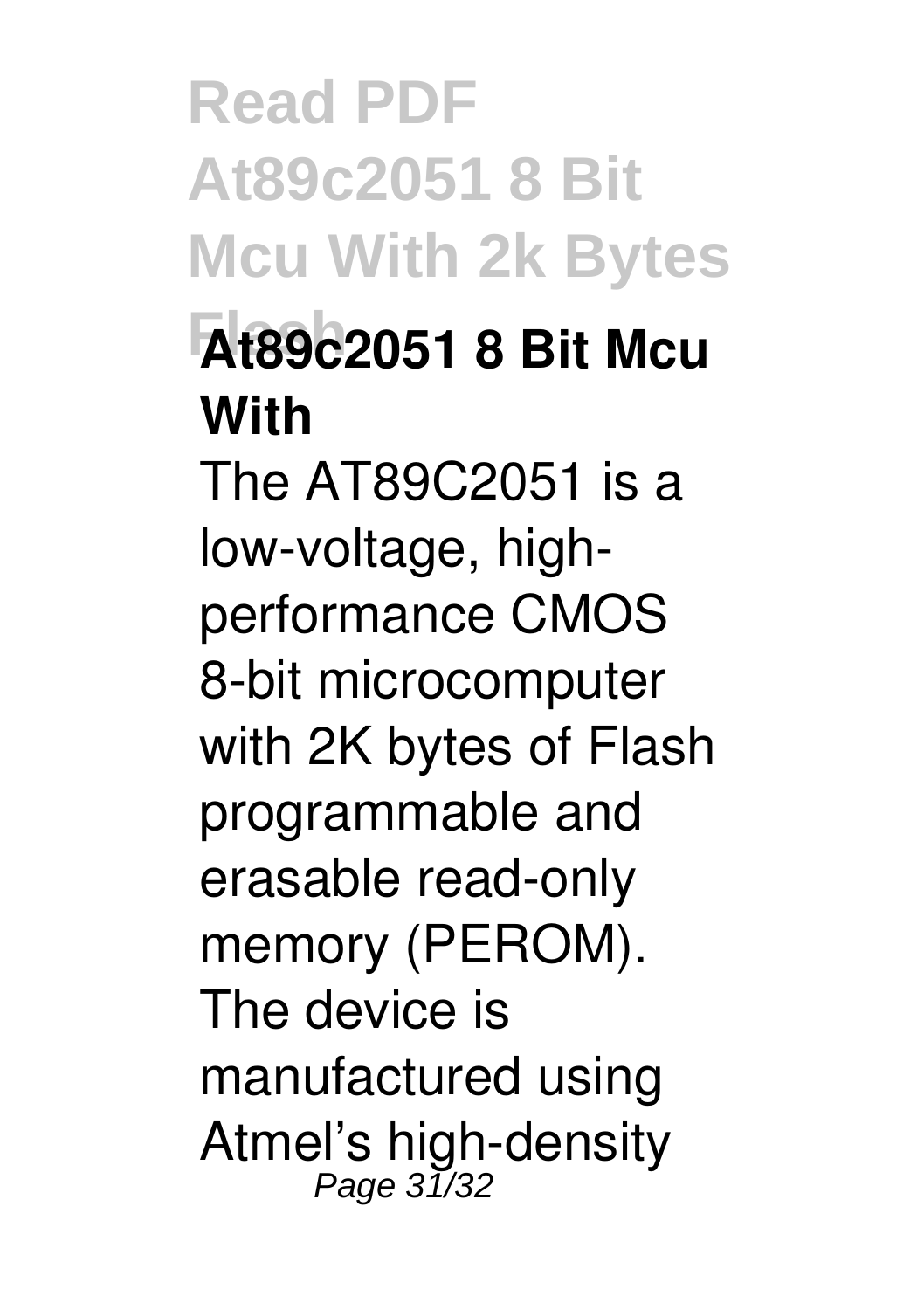## At89c2051 8 Bit Mcu With

The AT89C2051 is a low-voltage, high-performance CMOS 8-bit microcomputer with 2K bytes of Flash programmable and erasable read-only memory (PEROM). The device is manufactured using Atmel's high-density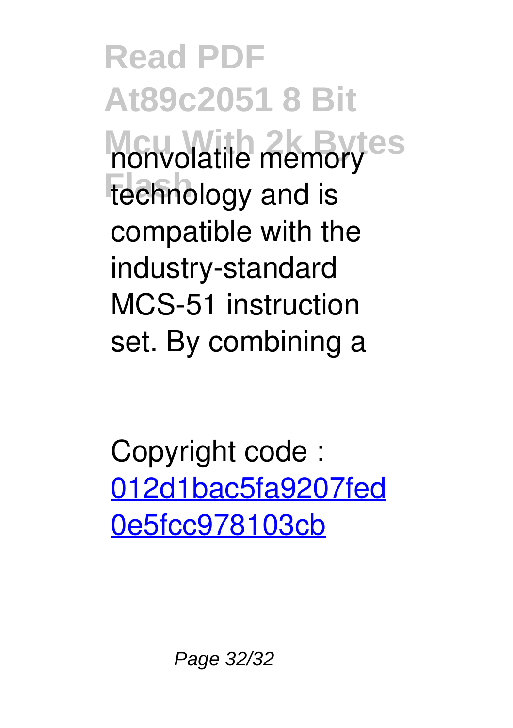nonvolatile memory technology and is compatible with the industry-standard MCS-51 instruction set. By combining a

Copyright code : [012d1bac5fa9207fed0e5fcc978103cb](012d1bac5fa9207fed0e5fcc978103cb)